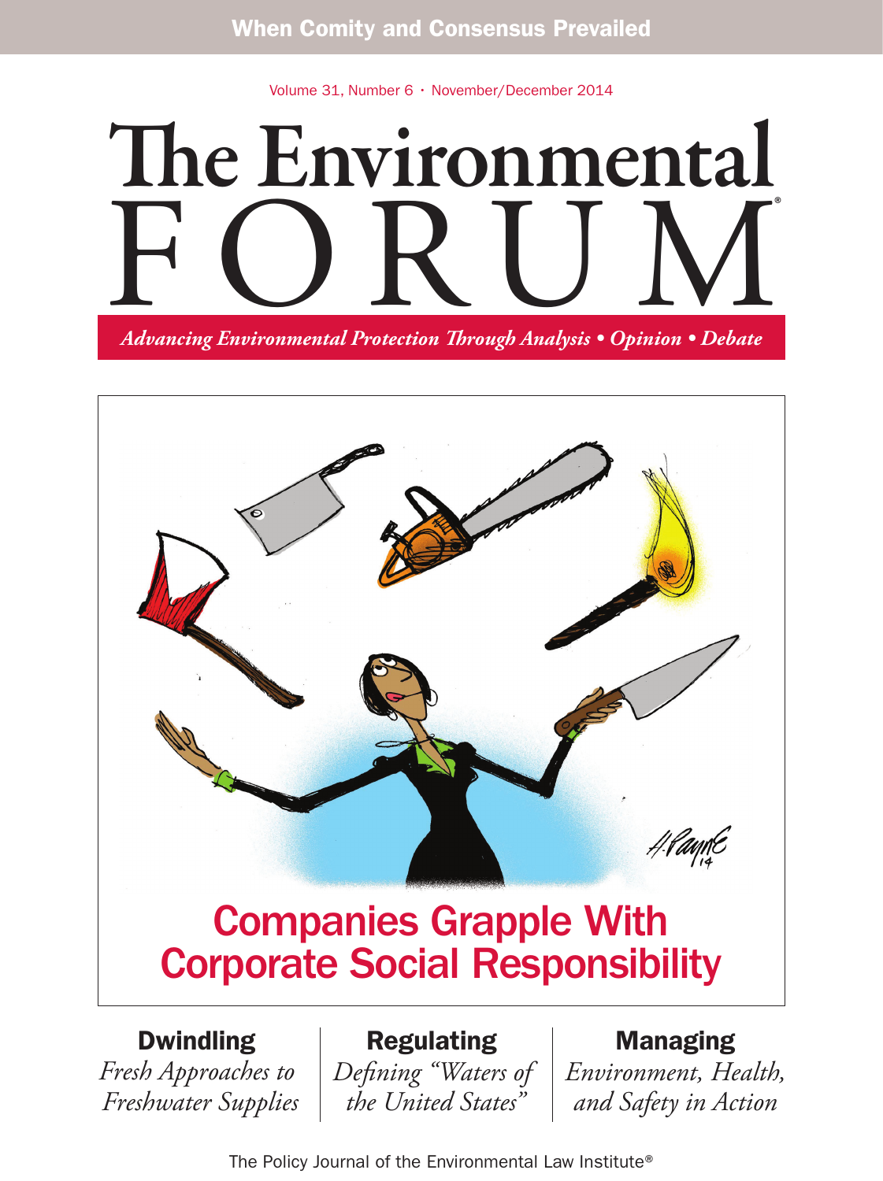When Comity and Consensus Prevailed

Volume 31, Number 6 · November/December 2014

# The Environmental FORUM®

*Advancing Environmental Protection Through Analysis • Opinion • Debate*

## Companies Grapple With Corporate Social Responsibility

**Dwindling**
*Fresh Approaches to Freshwater Supplies*

**Regulating**
*Defining "Waters of the United States"*

**Managing**
*Environment, Health, and Safety in Action*

The Policy Journal of the Environmental Law Institute®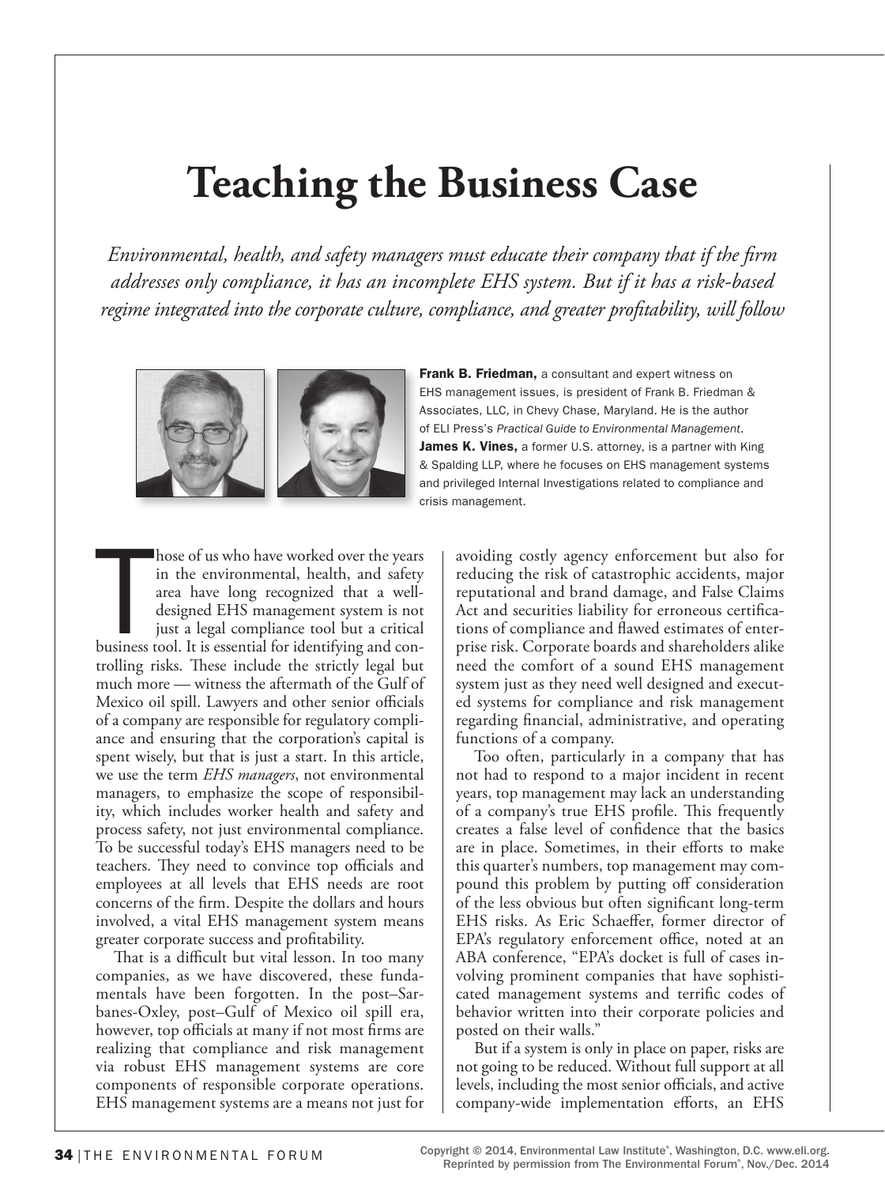# Teaching the Business Case

*Environmental, health, and safety managers must educate their company that if the firm addresses only compliance, it has an incomplete EHS system. But if it has a risk-based regime integrated into the corporate culture, compliance, and greater profitability, will follow*

**Frank B. Friedman,** a consultant and expert witness on EHS management issues, is president of Frank B. Friedman & Associates, LLC, in Chevy Chase, Maryland. He is the author of ELI Press's *Practical Guide to Environmental Management*. **James K. Vines,** a former U.S. attorney, is a partner with King & Spalding LLP, where he focuses on EHS management systems and privileged Internal Investigations related to compliance and crisis management.

Those of us who have worked over the years in the environmental, health, and safety area have long recognized that a well-designed EHS management system is not just a legal compliance tool but a critical business tool. It is essential for identifying and controlling risks. These include the strictly legal but much more — witness the aftermath of the Gulf of Mexico oil spill. Lawyers and other senior officials of a company are responsible for regulatory compliance and ensuring that the corporation's capital is spent wisely, but that is just a start. In this article, we use the term *EHS managers*, not environmental managers, to emphasize the scope of responsibility, which includes worker health and safety and process safety, not just environmental compliance. To be successful today's EHS managers need to be teachers. They need to convince top officials and employees at all levels that EHS needs are root concerns of the firm. Despite the dollars and hours involved, a vital EHS management system means greater corporate success and profitability.

That is a difficult but vital lesson. In too many companies, as we have discovered, these fundamentals have been forgotten. In the post–Sarbanes-Oxley, post–Gulf of Mexico oil spill era, however, top officials at many if not most firms are realizing that compliance and risk management via robust EHS management systems are core components of responsible corporate operations. EHS management systems are a means not just for avoiding costly agency enforcement but also for reducing the risk of catastrophic accidents, major reputational and brand damage, and False Claims Act and securities liability for erroneous certifications of compliance and flawed estimates of enterprise risk. Corporate boards and shareholders alike need the comfort of a sound EHS management system just as they need well designed and executed systems for compliance and risk management regarding financial, administrative, and operating functions of a company.

Too often, particularly in a company that has not had to respond to a major incident in recent years, top management may lack an understanding of a company's true EHS profile. This frequently creates a false level of confidence that the basics are in place. Sometimes, in their efforts to make this quarter's numbers, top management may compound this problem by putting off consideration of the less obvious but often significant long-term EHS risks. As Eric Schaeffer, former director of EPA's regulatory enforcement office, noted at an ABA conference, "EPA's docket is full of cases involving prominent companies that have sophisticated management systems and terrific codes of behavior written into their corporate policies and posted on their walls."

But if a system is only in place on paper, risks are not going to be reduced. Without full support at all levels, including the most senior officials, and active company-wide implementation efforts, an EHS

Copyright © 2014, Environmental Law Institute®, Washington, D.C. www.eli.org. Reprinted by permission from The Environmental Forum®, Nov./Dec. 2014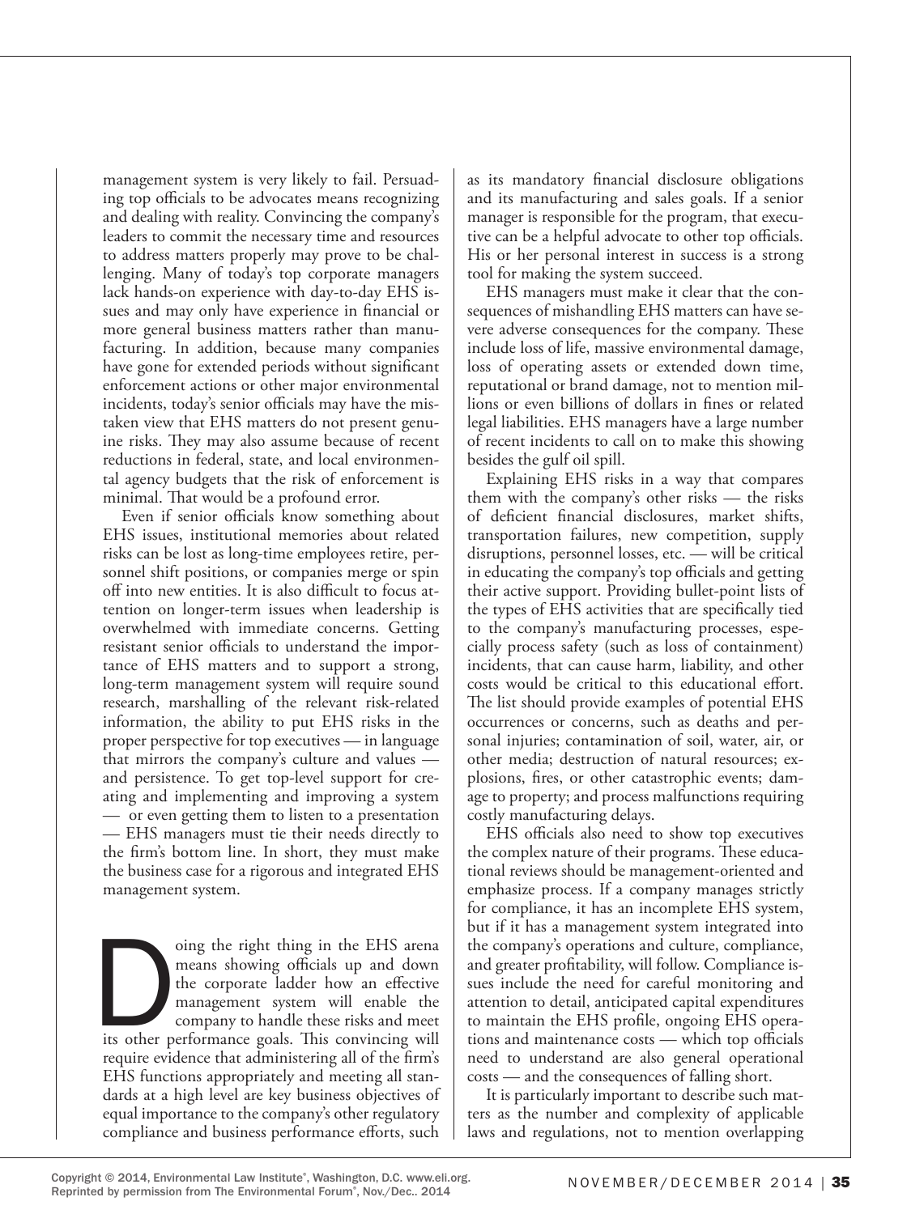management system is very likely to fail. Persuading top officials to be advocates means recognizing and dealing with reality. Convincing the company's leaders to commit the necessary time and resources to address matters properly may prove to be challenging. Many of today's top corporate managers lack hands-on experience with day-to-day EHS issues and may only have experience in financial or more general business matters rather than manufacturing. In addition, because many companies have gone for extended periods without significant enforcement actions or other major environmental incidents, today's senior officials may have the mistaken view that EHS matters do not present genuine risks. They may also assume because of recent reductions in federal, state, and local environmental agency budgets that the risk of enforcement is minimal. That would be a profound error.

Even if senior officials know something about EHS issues, institutional memories about related risks can be lost as long-time employees retire, personnel shift positions, or companies merge or spin off into new entities. It is also difficult to focus attention on longer-term issues when leadership is overwhelmed with immediate concerns. Getting resistant senior officials to understand the importance of EHS matters and to support a strong, long-term management system will require sound research, marshalling of the relevant risk-related information, the ability to put EHS risks in the proper perspective for top executives — in language that mirrors the company's culture and values — and persistence. To get top-level support for creating and implementing and improving a system — or even getting them to listen to a presentation — EHS managers must tie their needs directly to the firm's bottom line. In short, they must make the business case for a rigorous and integrated EHS management system.

Doing the right thing in the EHS arena means showing officials up and down the corporate ladder how an effective management system will enable the company to handle these risks and meet its other performance goals. This convincing will require evidence that administering all of the firm's EHS functions appropriately and meeting all standards at a high level are key business objectives of equal importance to the company's other regulatory compliance and business performance efforts, such as its mandatory financial disclosure obligations and its manufacturing and sales goals. If a senior manager is responsible for the program, that executive can be a helpful advocate to other top officials. His or her personal interest in success is a strong tool for making the system succeed.

EHS managers must make it clear that the consequences of mishandling EHS matters can have severe adverse consequences for the company. These include loss of life, massive environmental damage, loss of operating assets or extended down time, reputational or brand damage, not to mention millions or even billions of dollars in fines or related legal liabilities. EHS managers have a large number of recent incidents to call on to make this showing besides the gulf oil spill.

Explaining EHS risks in a way that compares them with the company's other risks — the risks of deficient financial disclosures, market shifts, transportation failures, new competition, supply disruptions, personnel losses, etc. — will be critical in educating the company's top officials and getting their active support. Providing bullet-point lists of the types of EHS activities that are specifically tied to the company's manufacturing processes, especially process safety (such as loss of containment) incidents, that can cause harm, liability, and other costs would be critical to this educational effort. The list should provide examples of potential EHS occurrences or concerns, such as deaths and personal injuries; contamination of soil, water, air, or other media; destruction of natural resources; explosions, fires, or other catastrophic events; damage to property; and process malfunctions requiring costly manufacturing delays.

EHS officials also need to show top executives the complex nature of their programs. These educational reviews should be management-oriented and emphasize process. If a company manages strictly for compliance, it has an incomplete EHS system, but if it has a management system integrated into the company's operations and culture, compliance, and greater profitability, will follow. Compliance issues include the need for careful monitoring and attention to detail, anticipated capital expenditures to maintain the EHS profile, ongoing EHS operations and maintenance costs — which top officials need to understand are also general operational costs — and the consequences of falling short.

It is particularly important to describe such matters as the number and complexity of applicable laws and regulations, not to mention overlapping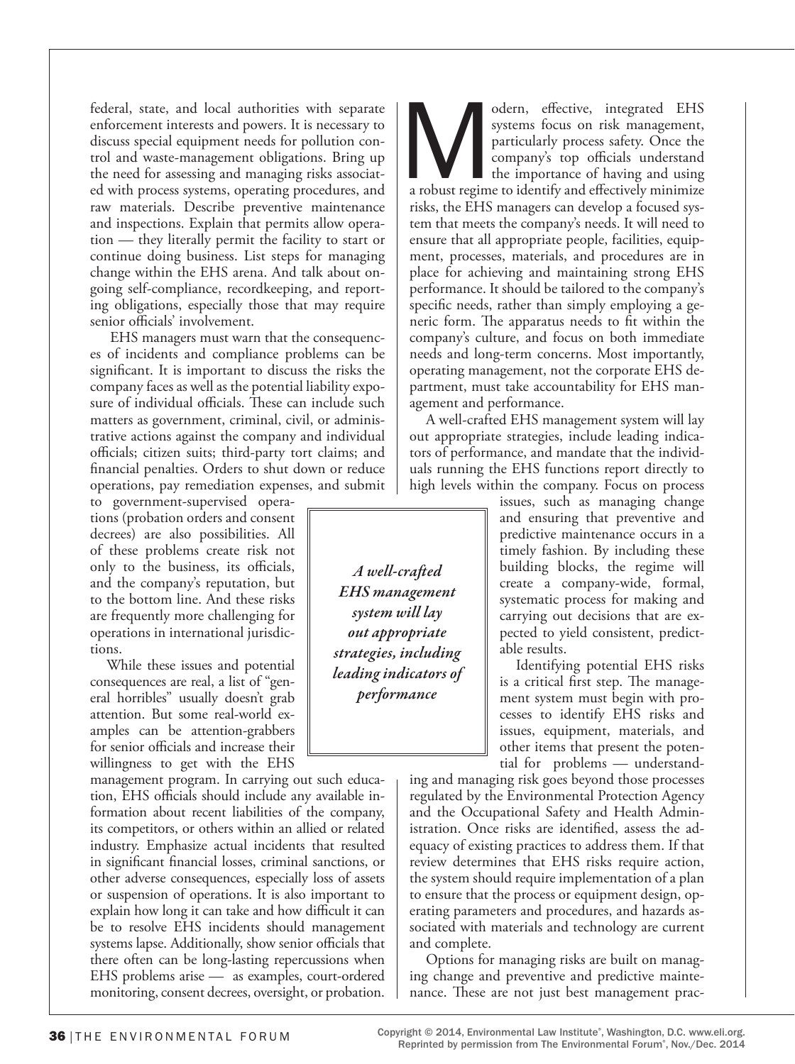federal, state, and local authorities with separate enforcement interests and powers. It is necessary to discuss special equipment needs for pollution control and waste-management obligations. Bring up the need for assessing and managing risks associated with process systems, operating procedures, and raw materials. Describe preventive maintenance and inspections. Explain that permits allow operation — they literally permit the facility to start or continue doing business. List steps for managing change within the EHS arena. And talk about ongoing self-compliance, recordkeeping, and reporting obligations, especially those that may require senior officials' involvement.

EHS managers must warn that the consequences of incidents and compliance problems can be significant. It is important to discuss the risks the company faces as well as the potential liability exposure of individual officials. These can include such matters as government, criminal, civil, or administrative actions against the company and individual officials; citizen suits; third-party tort claims; and financial penalties. Orders to shut down or reduce operations, pay remediation expenses, and submit to government-supervised operations (probation orders and consent decrees) are also possibilities. All of these problems create risk not only to the business, its officials, and the company's reputation, but to the bottom line. And these risks are frequently more challenging for operations in international jurisdictions.

While these issues and potential consequences are real, a list of "general horribles" usually doesn't grab attention. But some real-world examples can be attention-grabbers for senior officials and increase their willingness to get with the EHS management program. In carrying out such education, EHS officials should include any available information about recent liabilities of the company, its competitors, or others within an allied or related industry. Emphasize actual incidents that resulted in significant financial losses, criminal sanctions, or other adverse consequences, especially loss of assets or suspension of operations. It is also important to explain how long it can take and how difficult it can be to resolve EHS incidents should management systems lapse. Additionally, show senior officials that there often can be long-lasting repercussions when EHS problems arise — as examples, court-ordered monitoring, consent decrees, oversight, or probation.

Modern, effective, integrated EHS systems focus on risk management, particularly process safety. Once the company's top officials understand the importance of having and using a robust regime to identify and effectively minimize risks, the EHS managers can develop a focused system that meets the company's needs. It will need to ensure that all appropriate people, facilities, equipment, processes, materials, and procedures are in place for achieving and maintaining strong EHS performance. It should be tailored to the company's specific needs, rather than simply employing a generic form. The apparatus needs to fit within the company's culture, and focus on both immediate needs and long-term concerns. Most importantly, operating management, not the corporate EHS department, must take accountability for EHS management and performance.

A well-crafted EHS management system will lay out appropriate strategies, include leading indicators of performance, and mandate that the individuals running the EHS functions report directly to high levels within the company. Focus on process issues, such as managing change and ensuring that preventive and predictive maintenance occurs in a timely fashion. By including these building blocks, the regime will create a company-wide, formal, systematic process for making and carrying out decisions that are expected to yield consistent, predictable results.

*A well-crafted EHS management system will lay out appropriate strategies, including leading indicators of performance*

Identifying potential EHS risks is a critical first step. The management system must begin with processes to identify EHS risks and issues, equipment, materials, and other items that present the potential for problems — understanding and managing risk goes beyond those processes regulated by the Environmental Protection Agency and the Occupational Safety and Health Administration. Once risks are identified, assess the adequacy of existing practices to address them. If that review determines that EHS risks require action, the system should require implementation of a plan to ensure that the process or equipment design, operating parameters and procedures, and hazards associated with materials and technology are current and complete.

Options for managing risks are built on managing change and preventive and predictive maintenance. These are not just best management prac-

Copyright © 2014, Environmental Law Institute®, Washington, D.C. www.eli.org. Reprinted by permission from The Environmental Forum®, Nov./Dec. 2014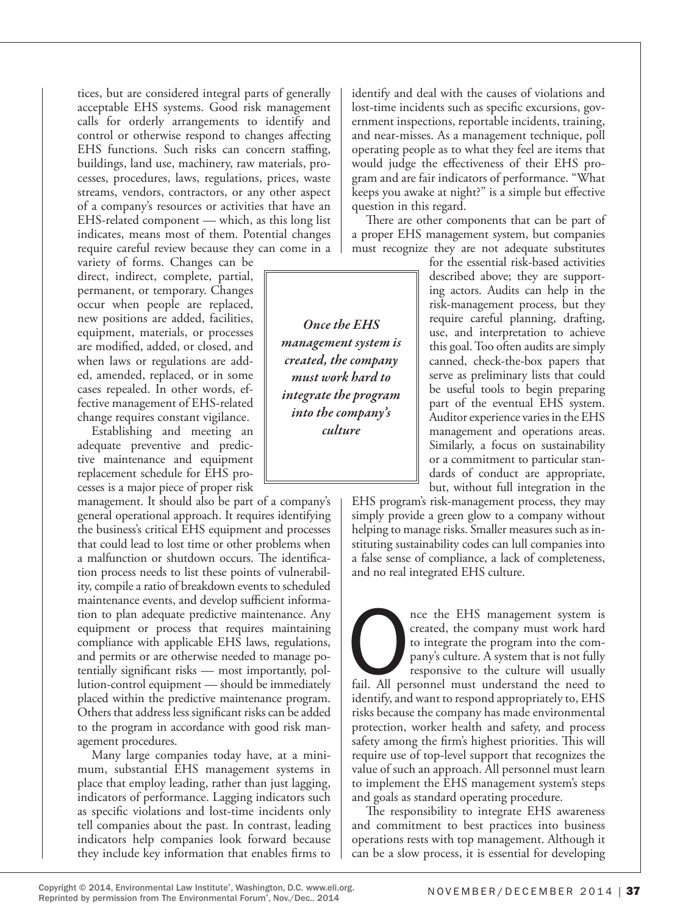tices, but are considered integral parts of generally acceptable EHS systems. Good risk management calls for orderly arrangements to identify and control or otherwise respond to changes affecting EHS functions. Such risks can concern staffing, buildings, land use, machinery, raw materials, processes, procedures, laws, regulations, prices, waste streams, vendors, contractors, or any other aspect of a company's resources or activities that have an EHS-related component — which, as this long list indicates, means most of them. Potential changes require careful review because they can come in a variety of forms. Changes can be direct, indirect, complete, partial, permanent, or temporary. Changes occur when people are replaced, new positions are added, facilities, equipment, materials, or processes are modified, added, or closed, and when laws or regulations are added, amended, replaced, or in some cases repealed. In other words, effective management of EHS-related change requires constant vigilance.

Establishing and meeting an adequate preventive and predictive maintenance and equipment replacement schedule for EHS processes is a major piece of proper risk management. It should also be part of a company's general operational approach. It requires identifying the business's critical EHS equipment and processes that could lead to lost time or other problems when a malfunction or shutdown occurs. The identification process needs to list these points of vulnerability, compile a ratio of breakdown events to scheduled maintenance events, and develop sufficient information to plan adequate predictive maintenance. Any equipment or process that requires maintaining compliance with applicable EHS laws, regulations, and permits or are otherwise needed to manage potentially significant risks — most importantly, pollution-control equipment — should be immediately placed within the predictive maintenance program. Others that address less significant risks can be added to the program in accordance with good risk management procedures.

Many large companies today have, at a minimum, substantial EHS management systems in place that employ leading, rather than just lagging, indicators of performance. Lagging indicators such as specific violations and lost-time incidents only tell companies about the past. In contrast, leading indicators help companies look forward because they include key information that enables firms to identify and deal with the causes of violations and lost-time incidents such as specific excursions, government inspections, reportable incidents, training, and near-misses. As a management technique, poll operating people as to what they feel are items that would judge the effectiveness of their EHS program and are fair indicators of performance. "What keeps you awake at night?" is a simple but effective question in this regard.

There are other components that can be part of a proper EHS management system, but companies must recognize they are not adequate substitutes for the essential risk-based activities described above; they are supporting actors. Audits can help in the risk-management process, but they require careful planning, drafting, use, and interpretation to achieve this goal. Too often audits are simply canned, check-the-box papers that serve as preliminary lists that could be useful tools to begin preparing part of the eventual EHS system. Auditor experience varies in the EHS management and operations areas. Similarly, a focus on sustainability or a commitment to particular standards of conduct are appropriate, but, without full integration in the EHS program's risk-management process, they may simply provide a green glow to a company without helping to manage risks. Smaller measures such as instituting sustainability codes can lull companies into a false sense of compliance, a lack of completeness, and no real integrated EHS culture.

> ***Once the EHS management system is created, the company must work hard to integrate the program into the company's culture***

Once the EHS management system is created, the company must work hard to integrate the program into the company's culture. A system that is not fully responsive to the culture will usually fail. All personnel must understand the need to identify, and want to respond appropriately to, EHS risks because the company has made environmental protection, worker health and safety, and process safety among the firm's highest priorities. This will require use of top-level support that recognizes the value of such an approach. All personnel must learn to implement the EHS management system's steps and goals as standard operating procedure.

The responsibility to integrate EHS awareness and commitment to best practices into business operations rests with top management. Although it can be a slow process, it is essential for developing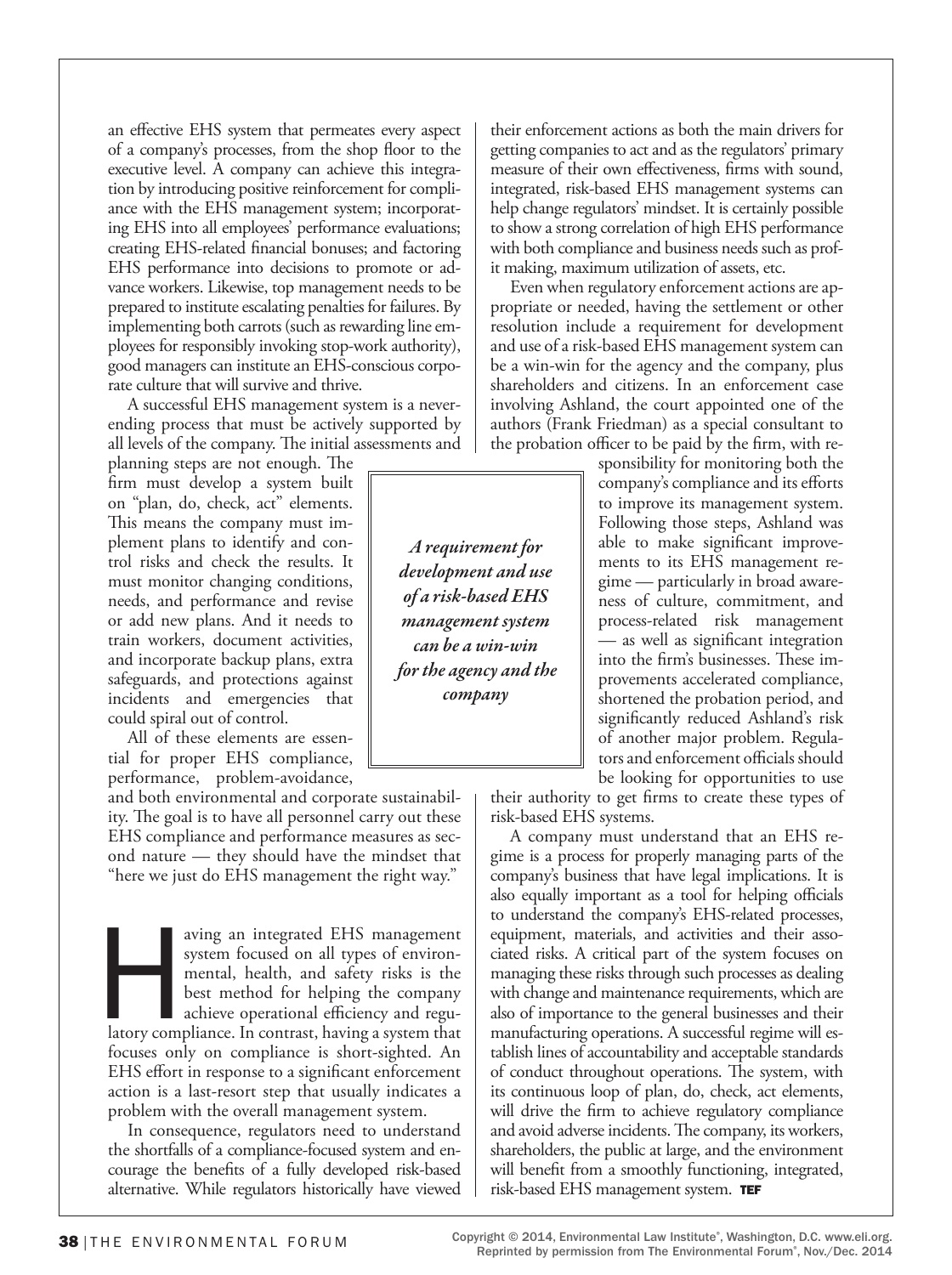an effective EHS system that permeates every aspect of a company's processes, from the shop floor to the executive level. A company can achieve this integration by introducing positive reinforcement for compliance with the EHS management system; incorporating EHS into all employees' performance evaluations; creating EHS-related financial bonuses; and factoring EHS performance into decisions to promote or advance workers. Likewise, top management needs to be prepared to institute escalating penalties for failures. By implementing both carrots (such as rewarding line employees for responsibly invoking stop-work authority), good managers can institute an EHS-conscious corporate culture that will survive and thrive.

A successful EHS management system is a never-ending process that must be actively supported by all levels of the company. The initial assessments and planning steps are not enough. The firm must develop a system built on "plan, do, check, act" elements. This means the company must implement plans to identify and control risks and check the results. It must monitor changing conditions, needs, and performance and revise or add new plans. And it needs to train workers, document activities, and incorporate backup plans, extra safeguards, and protections against incidents and emergencies that could spiral out of control.

All of these elements are essential for proper EHS compliance, performance, problem-avoidance, and both environmental and corporate sustainability. The goal is to have all personnel carry out these EHS compliance and performance measures as second nature — they should have the mindset that "here we just do EHS management the right way."

Having an integrated EHS management system focused on all types of environmental, health, and safety risks is the best method for helping the company achieve operational efficiency and regulatory compliance. In contrast, having a system that focuses only on compliance is short-sighted. An EHS effort in response to a significant enforcement action is a last-resort step that usually indicates a problem with the overall management system.

In consequence, regulators need to understand the shortfalls of a compliance-focused system and encourage the benefits of a fully developed risk-based alternative. While regulators historically have viewed their enforcement actions as both the main drivers for getting companies to act and as the regulators' primary measure of their own effectiveness, firms with sound, integrated, risk-based EHS management systems can help change regulators' mindset. It is certainly possible to show a strong correlation of high EHS performance with both compliance and business needs such as profit making, maximum utilization of assets, etc.

Even when regulatory enforcement actions are appropriate or needed, having the settlement or other resolution include a requirement for development and use of a risk-based EHS management system can be a win-win for the agency and the company, plus shareholders and citizens. In an enforcement case involving Ashland, the court appointed one of the authors (Frank Friedman) as a special consultant to the probation officer to be paid by the firm, with responsibility for monitoring both the company's compliance and its efforts to improve its management system. Following those steps, Ashland was able to make significant improvements to its EHS management regime — particularly in broad awareness of culture, commitment, and process-related risk management — as well as significant integration into the firm's businesses. These improvements accelerated compliance, shortened the probation period, and significantly reduced Ashland's risk of another major problem. Regulators and enforcement officials should be looking for opportunities to use their authority to get firms to create these types of risk-based EHS systems.

> ***A requirement for development and use of a risk-based EHS management system can be a win-win for the agency and the company***

A company must understand that an EHS regime is a process for properly managing parts of the company's business that have legal implications. It is also equally important as a tool for helping officials to understand the company's EHS-related processes, equipment, materials, and activities and their associated risks. A critical part of the system focuses on managing these risks through such processes as dealing with change and maintenance requirements, which are also of importance to the general businesses and their manufacturing operations. A successful regime will establish lines of accountability and acceptable standards of conduct throughout operations. The system, with its continuous loop of plan, do, check, act elements, will drive the firm to achieve regulatory compliance and avoid adverse incidents. The company, its workers, shareholders, the public at large, and the environment will benefit from a smoothly functioning, integrated, risk-based EHS management system. **TEF**

Copyright © 2014, Environmental Law Institute®, Washington, D.C. www.eli.org. Reprinted by permission from The Environmental Forum®, Nov./Dec. 2014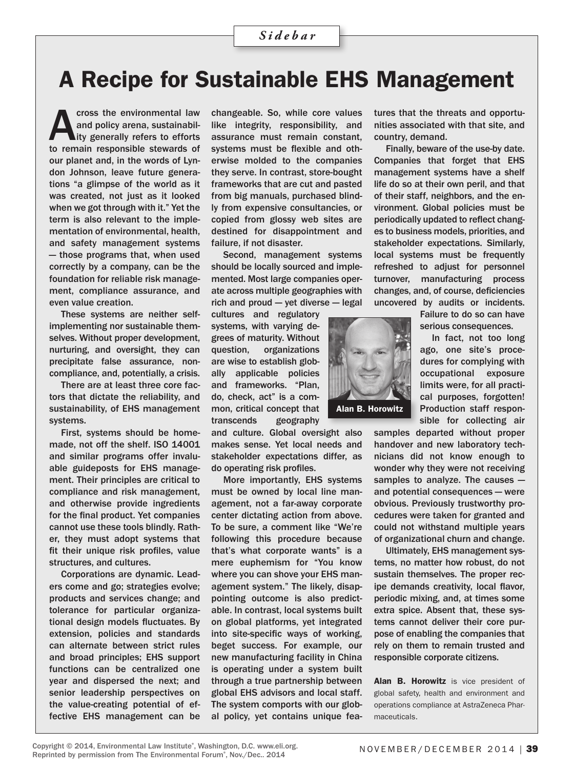*Sidebar*

# A Recipe for Sustainable EHS Management

Across the environmental law and policy arena, sustainability generally refers to efforts to remain responsible stewards of our planet and, in the words of Lyndon Johnson, leave future generations "a glimpse of the world as it was created, not just as it looked when we got through with it." Yet the term is also relevant to the implementation of environmental, health, and safety management systems — those programs that, when used correctly by a company, can be the foundation for reliable risk management, compliance assurance, and even value creation.

These systems are neither self-implementing nor sustainable themselves. Without proper development, nurturing, and oversight, they can precipitate false assurance, noncompliance, and, potentially, a crisis.

There are at least three core factors that dictate the reliability, and sustainability, of EHS management systems.

First, systems should be homemade, not off the shelf. ISO 14001 and similar programs offer invaluable guideposts for EHS management. Their principles are critical to compliance and risk management, and otherwise provide ingredients for the final product. Yet companies cannot use these tools blindly. Rather, they must adopt systems that fit their unique risk profiles, value structures, and cultures.

Corporations are dynamic. Leaders come and go; strategies evolve; products and services change; and tolerance for particular organizational design models fluctuates. By extension, policies and standards can alternate between strict rules and broad principles; EHS support functions can be centralized one year and dispersed the next; and senior leadership perspectives on the value-creating potential of effective EHS management can be changeable. So, while core values like integrity, responsibility, and assurance must remain constant, systems must be flexible and otherwise molded to the companies they serve. In contrast, store-bought frameworks that are cut and pasted from big manuals, purchased blindly from expensive consultancies, or copied from glossy web sites are destined for disappointment and failure, if not disaster.

Second, management systems should be locally sourced and implemented. Most large companies operate across multiple geographies with rich and proud — yet diverse — legal cultures and regulatory systems, with varying degrees of maturity. Without question, organizations are wise to establish globally applicable policies and frameworks. "Plan, do, check, act" is a common, critical concept that transcends geography and culture. Global oversight also makes sense. Yet local needs and stakeholder expectations differ, as do operating risk profiles.

Alan B. Horowitz

More importantly, EHS systems must be owned by local line management, not a far-away corporate center dictating action from above. To be sure, a comment like "We're following this procedure because that's what corporate wants" is a mere euphemism for "You know where you can shove your EHS management system." The likely, disappointing outcome is also predictable. In contrast, local systems built on global platforms, yet integrated into site-specific ways of working, beget success. For example, our new manufacturing facility in China is operating under a system built through a true partnership between global EHS advisors and local staff. The system comports with our global policy, yet contains unique features that the threats and opportunities associated with that site, and country, demand.

Finally, beware of the use-by date. Companies that forget that EHS management systems have a shelf life do so at their own peril, and that of their staff, neighbors, and the environment. Global policies must be periodically updated to reflect changes to business models, priorities, and stakeholder expectations. Similarly, local systems must be frequently refreshed to adjust for personnel turnover, manufacturing process changes, and, of course, deficiencies uncovered by audits or incidents. Failure to do so can have serious consequences.

In fact, not too long ago, one site's procedures for complying with occupational exposure limits were, for all practical purposes, forgotten! Production staff responsible for collecting air samples departed without proper handover and new laboratory technicians did not know enough to wonder why they were not receiving samples to analyze. The causes — and potential consequences — were obvious. Previously trustworthy procedures were taken for granted and could not withstand multiple years of organizational churn and change.

Ultimately, EHS management systems, no matter how robust, do not sustain themselves. The proper recipe demands creativity, local flavor, periodic mixing, and, at times some extra spice. Absent that, these systems cannot deliver their core purpose of enabling the companies that rely on them to remain trusted and responsible corporate citizens.

**Alan B. Horowitz** is vice president of global safety, health and environment and operations compliance at AstraZeneca Pharmaceuticals.

Copyright © 2014, Environmental Law Institute®, Washington, D.C. www.eli.org.
Reprinted by permission from The Environmental Forum®, Nov./Dec.. 2014